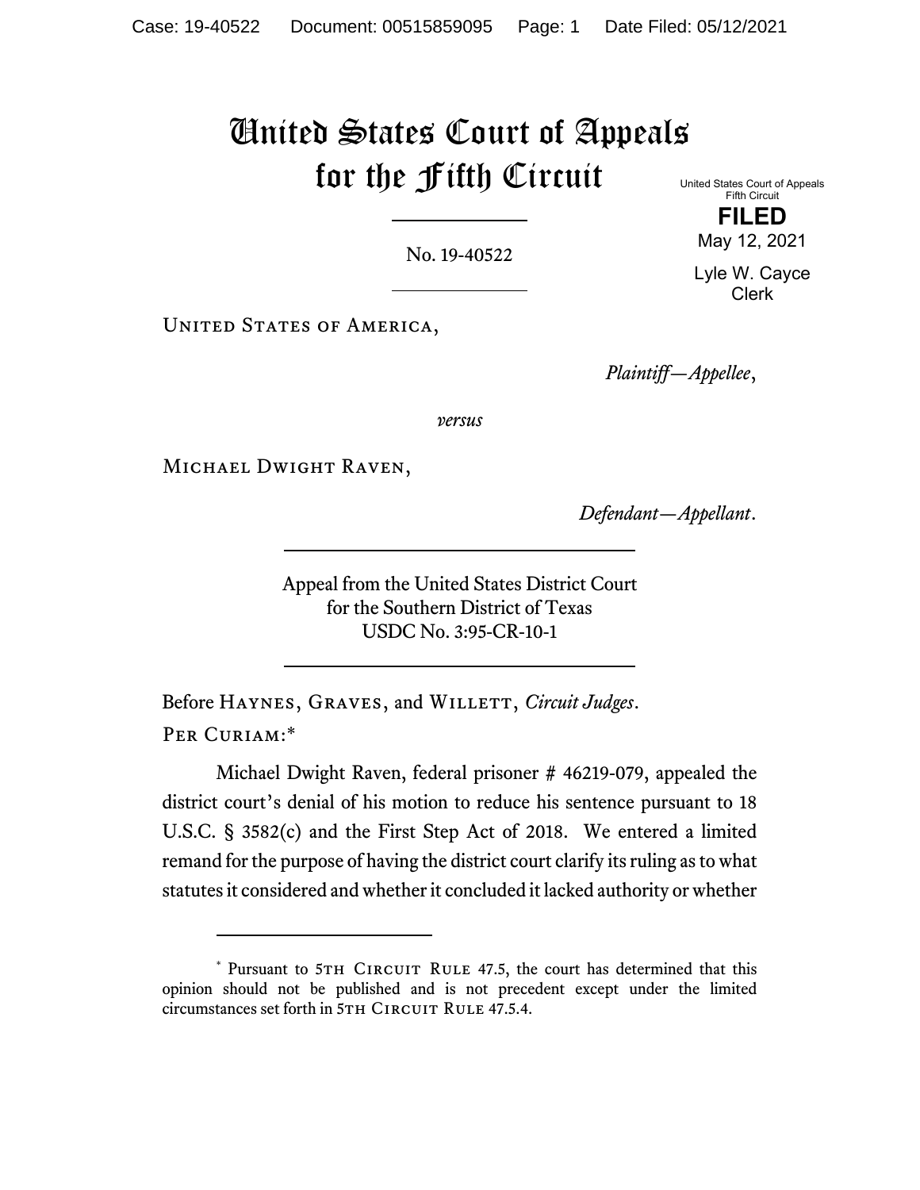# United States Court of Appeals for the Fifth Circuit

United States Court of Appeals
Fifth Circuit

**FILED**

May 12, 2021

Lyle W. Cayce
Clerk

No. 19-40522

United States of America,

*Plaintiff—Appellee*,

*versus*

Michael Dwight Raven,

*Defendant—Appellant*.

Appeal from the United States District Court
for the Southern District of Texas
USDC No. 3:95-CR-10-1

Before Haynes, Graves, and Willett, *Circuit Judges*.

Per Curiam:*

Michael Dwight Raven, federal prisoner # 46219-079, appealed the district court's denial of his motion to reduce his sentence pursuant to 18 U.S.C. § 3582(c) and the First Step Act of 2018. We entered a limited remand for the purpose of having the district court clarify its ruling as to what statutes it considered and whether it concluded it lacked authority or whether

---

\* Pursuant to 5th Circuit Rule 47.5, the court has determined that this opinion should not be published and is not precedent except under the limited circumstances set forth in 5th Circuit Rule 47.5.4.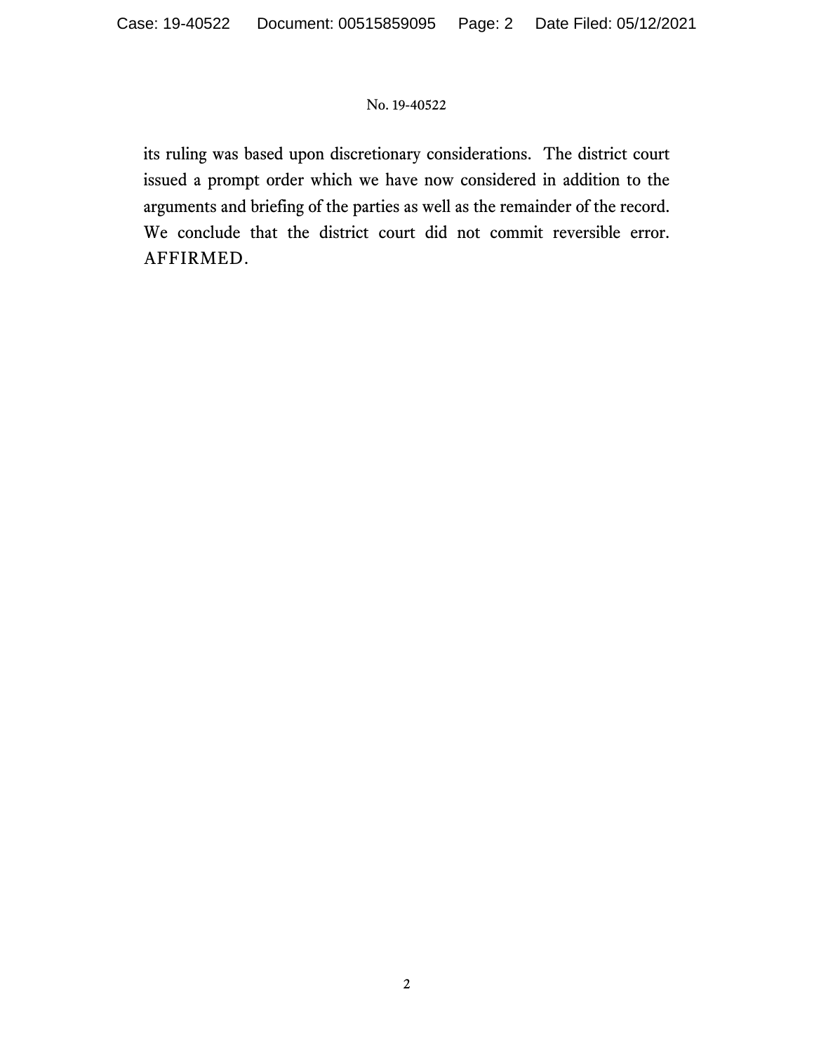its ruling was based upon discretionary considerations. The district court issued a prompt order which we have now considered in addition to the arguments and briefing of the parties as well as the remainder of the record. We conclude that the district court did not commit reversible error. AFFIRMED.